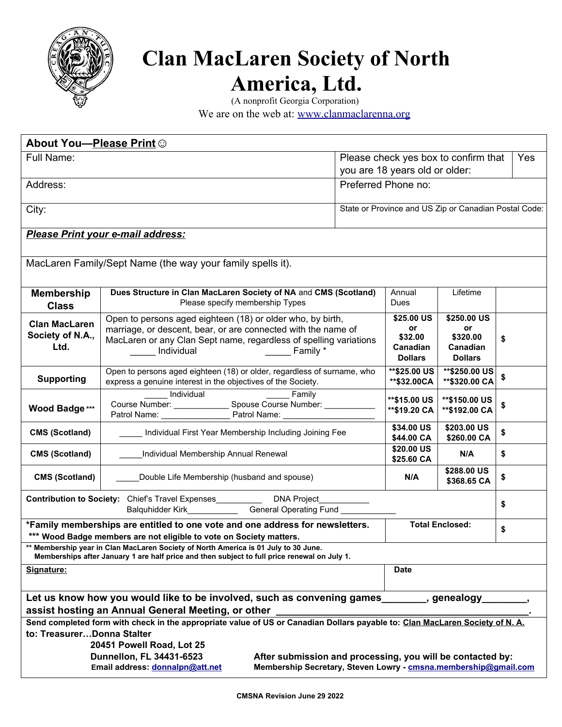# Clan MacLaren Society of North America, Ltd.

(A nonprofit Georgia Corporation)

We are on the web at: www.clanmaclarenna.org

**About You—Please Print** ☺

| Full Name: | Please check yes box to confirm that you are 18 years old or older: | Yes |
|---|---|---|
| Address: | Preferred Phone no: | |
| City: | State or Province and US Zip or Canadian Postal Code: | |

***Please Print your e-mail address:***

MacLaren Family/Sept Name (the way your family spells it).

| Membership Class | Dues Structure in Clan MacLaren Society of NA and CMS (Scotland) Please specify membership Types | Annual Dues | Lifetime | |
|---|---|---|---|---|
| **Clan MacLaren Society of N.A., Ltd.** | Open to persons aged eighteen (18) or older who, by birth, marriage, or descent, bear, or are connected with the name of MacLaren or any Clan Sept name, regardless of spelling variations _____ Individual _____ Family * | **$25.00 US or $32.00 Canadian Dollars** | **$250.00 US or $320.00 Canadian Dollars** | **$** |
| **Supporting** | Open to persons aged eighteen (18) or older, regardless of surname, who express a genuine interest in the objectives of the Society. | **\*\*$25.00 US \*\*$32.00CA** | **\*\*$250.00 US \*\*$320.00 CA** | **$** |
| **Wood Badge \*\*\*** | _____ Individual _____ Family Course Number: ___________ Spouse Course Number: ___________ Patrol Name: _______________ Patrol Name: ____________________ | **\*\*$15.00 US \*\*$19.20 CA** | **\*\*$150.00 US \*\*$192.00 CA** | **$** |
| **CMS (Scotland)** | _____ Individual First Year Membership Including Joining Fee | **$34.00 US $44.00 CA** | **$203.00 US $260.00 CA** | **$** |
| **CMS (Scotland)** | _____Individual Membership Annual Renewal | **$20.00 US $25.60 CA** | **N/A** | **$** |
| **CMS (Scotland)** | _____Double Life Membership (husband and spouse) | **N/A** | **$288.00 US $368.65 CA** | **$** |
| **Contribution to Society:** Chief's Travel Expenses__________ DNA Project___________ Balquhidder Kirk___________ General Operating Fund ____________ | | | | **$** |
| **\*Family memberships are entitled to one vote and one address for newsletters.** **\*\*\* Wood Badge members are not eligible to vote on Society matters.** | | **Total Enclosed:** | | **$** |

**\*\* Membership year in Clan MacLaren Society of North America is 01 July to 30 June. Memberships after January 1 are half price and then subject to full price renewal on July 1.**

| **Signature:** | **Date** |
|---|---|

**Let us know how you would like to be involved, such as convening games________, genealogy________, assist hosting an Annual General Meeting, or other _____________________________________________.**

**Send completed form with check in the appropriate value of US or Canadian Dollars payable to: Clan MacLaren Society of N. A. to: Treasurer…Donna Stalter**

**20451 Powell Road, Lot 25**
**Dunnellon, FL 34431-6523**
**Email address: donnalpn@att.net**

**After submission and processing, you will be contacted by:**
**Membership Secretary, Steven Lowry - cmsna.membership@gmail.com**

**CMSNA Revision June 29 2022**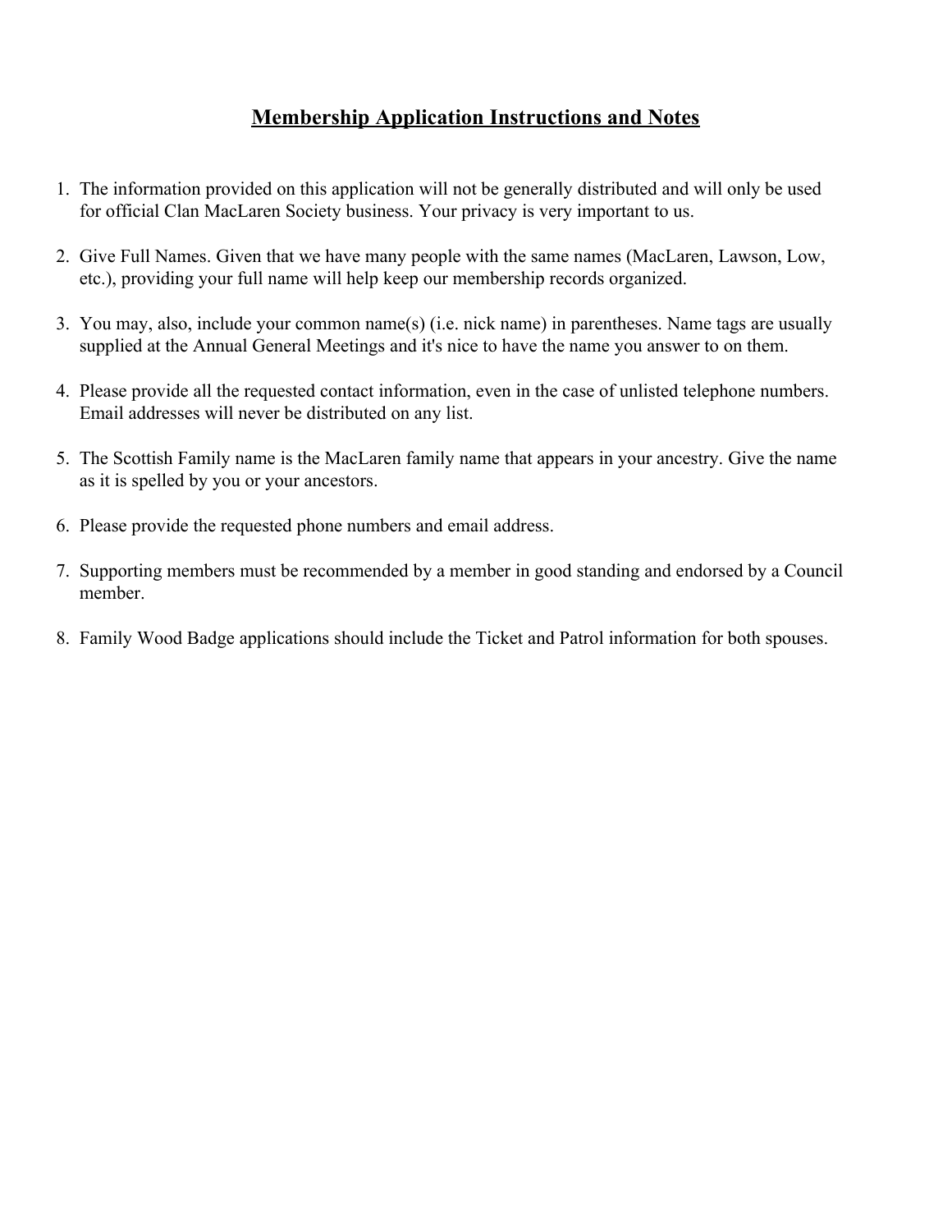# Membership Application Instructions and Notes

1. The information provided on this application will not be generally distributed and will only be used for official Clan MacLaren Society business. Your privacy is very important to us.

2. Give Full Names. Given that we have many people with the same names (MacLaren, Lawson, Low, etc.), providing your full name will help keep our membership records organized.

3. You may, also, include your common name(s) (i.e. nick name) in parentheses. Name tags are usually supplied at the Annual General Meetings and it's nice to have the name you answer to on them.

4. Please provide all the requested contact information, even in the case of unlisted telephone numbers. Email addresses will never be distributed on any list.

5. The Scottish Family name is the MacLaren family name that appears in your ancestry. Give the name as it is spelled by you or your ancestors.

6. Please provide the requested phone numbers and email address.

7. Supporting members must be recommended by a member in good standing and endorsed by a Council member.

8. Family Wood Badge applications should include the Ticket and Patrol information for both spouses.